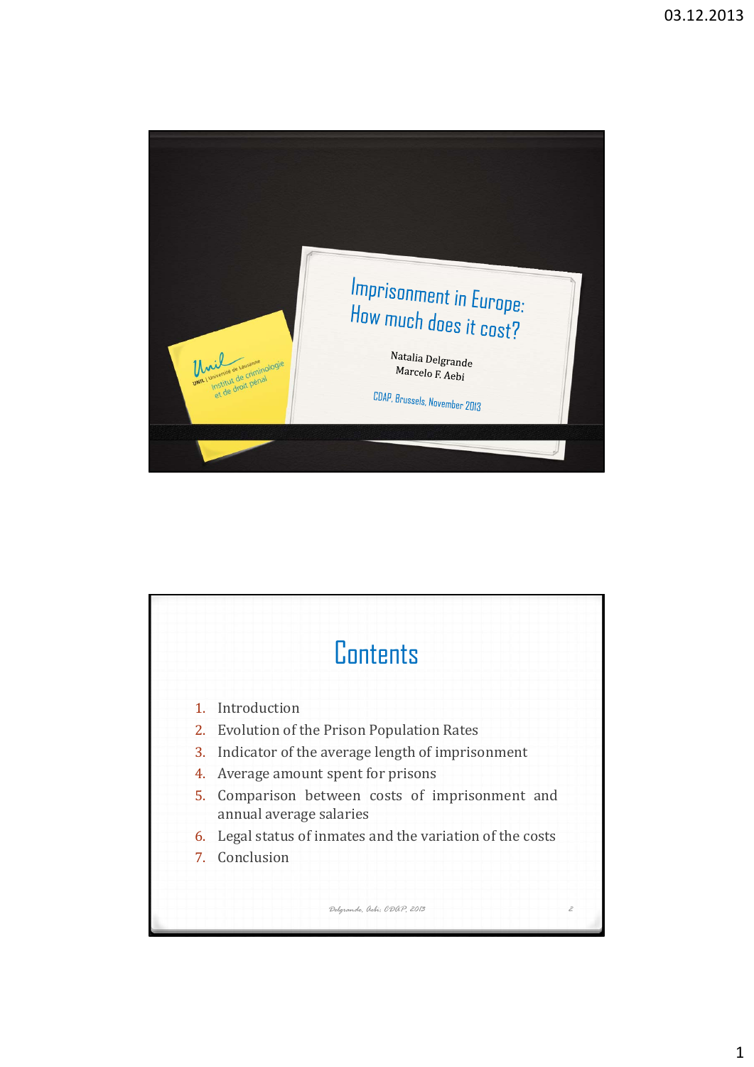# Imprisonment in Europe: How much does it cost?

Natalia Delgrande
Marcelo F. Aebi

CDAP, Brussels, November 2013

Unil | Université de Lausanne
Institut de criminologie et de droit pénal

## Contents

1. Introduction
2. Evolution of the Prison Population Rates
3. Indicator of the average length of imprisonment
4. Average amount spent for prisons
5. Comparison between costs of imprisonment and annual average salaries
6. Legal status of inmates and the variation of the costs
7. Conclusion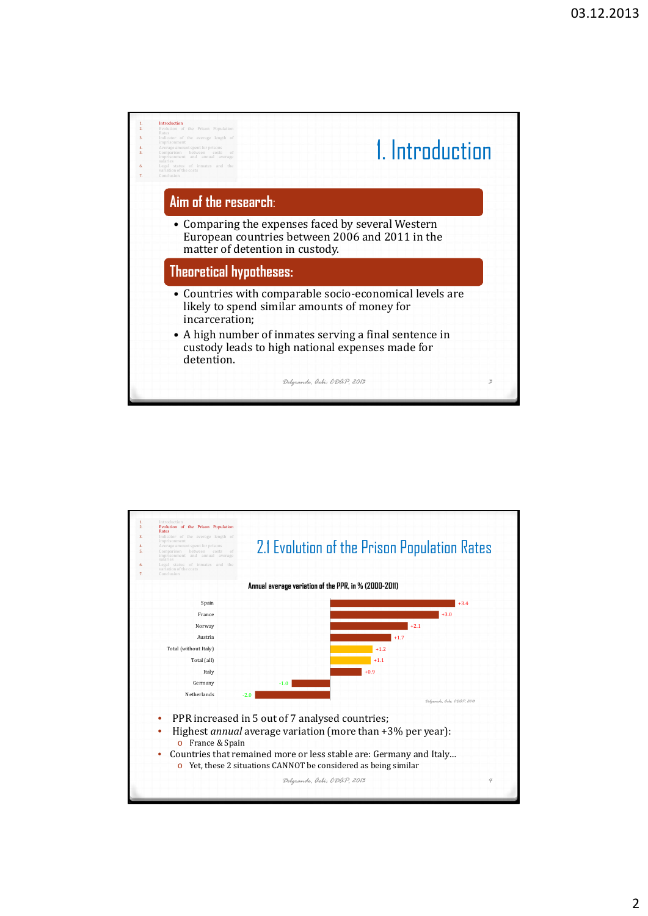1. Introduction
2. Evolution of the Prison Population Rates
3. Indicator of the average length of imprisonment
4. Average amount spent for prisons
5. Comparison between costs of imprisonment and annual average salaries
6. Legal status of inmates and the variation of the costs
7. Conclusion

# 1. Introduction

## Aim of the research:

- Comparing the expenses faced by several Western European countries between 2006 and 2011 in the matter of detention in custody.

## Theoretical hypotheses:

- Countries with comparable socio-economical levels are likely to spend similar amounts of money for incarceration;
- A high number of inmates serving a final sentence in custody leads to high national expenses made for detention.

Delgrande, Aebi: CDAP, 2013

1. Introduction
2. Evolution of the Prison Population Rates
3. Indicator of the average length of imprisonment
4. Average amount spent for prisons
5. Comparison between costs of imprisonment and annual average salaries
6. Legal status of inmates and the variation of the costs
7. Conclusion

# 2.1 Evolution of the Prison Population Rates

Annual average variation of the PPR, in % (2000-2011)

Spain +3.4
France +3.0
Norway +2.1
Austria +1.7
Total (without Italy) +1.2
Total (all) +1.1
Italy +0.9
Germany -1.0
Netherlands -2.0

Delgrande, Aebi: CDAP, 2013

- PPR increased in 5 out of 7 analysed countries;
- Highest *annual* average variation (more than +3% per year):
  - France & Spain
- Countries that remained more or less stable are: Germany and Italy…
  - Yet, these 2 situations CANNOT be considered as being similar

Delgrande, Aebi: CDAP, 2013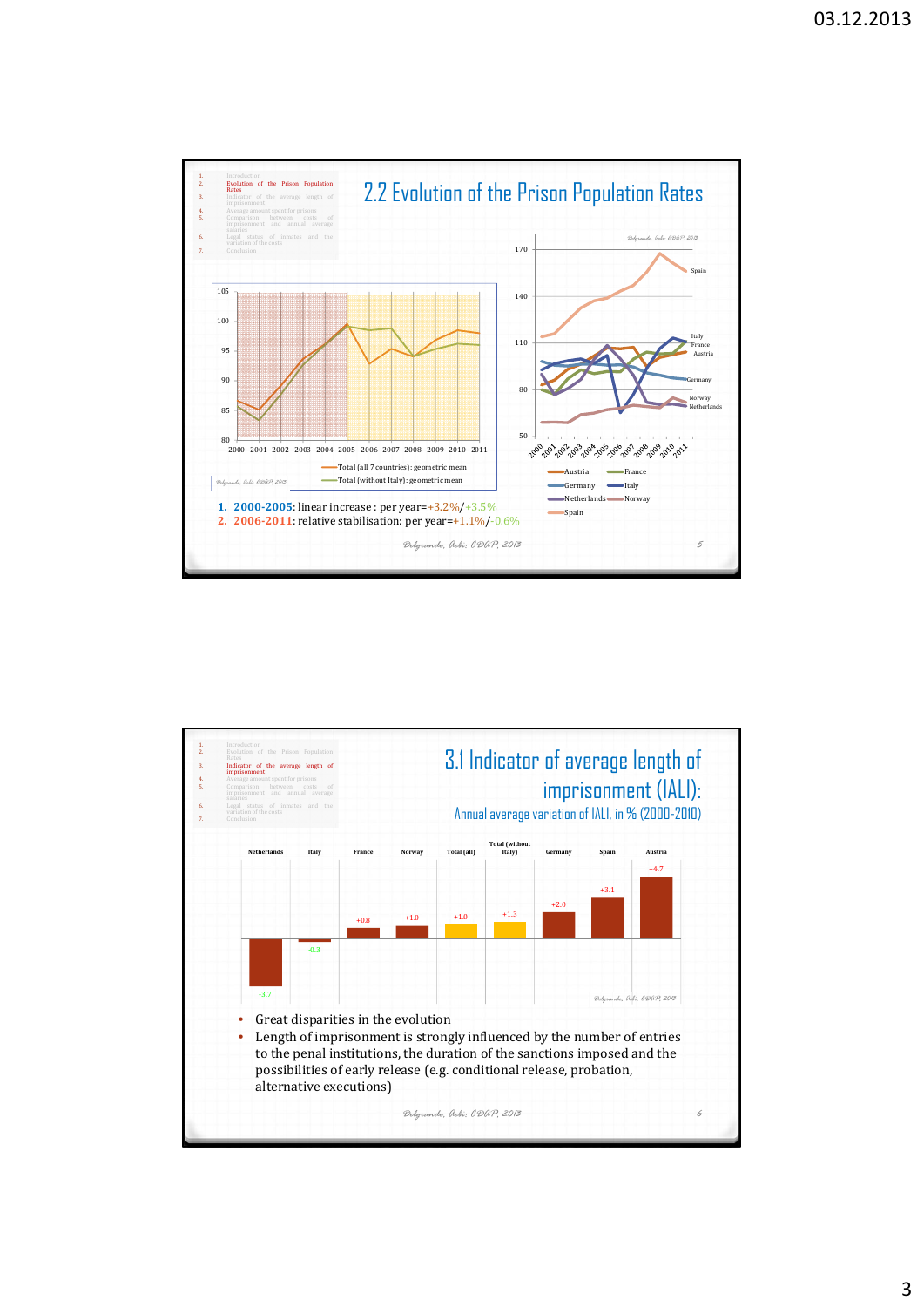1. Introduction
2. Evolution of the Prison Population Rates
3. Indicator of the average length of imprisonment
4. Average amount spent for prisons
5. Comparison between costs of imprisonment and annual average salaries
6. Legal status of inmates and the variation of the costs
7. Conclusion

## 2.2 Evolution of the Prison Population Rates

105
100
95
90
85
80
2000 2001 2002 2003 2004 2005 2006 2007 2008 2009 2010 2011

Total (all 7 countries): geometric mean
Total (without Italy): geometric mean

Delgrande, Aebi, CDAP, 2013

Delgrande, Aebi, CDAP, 2013

170
140
110
80
50
2000 2001 2002 2003 2004 2005 2006 2007 2008 2009 2010 2011

Spain
Italy
France
Austria
Germany
Norway
Netherlands

Austria, France, Germany, Italy, Netherlands, Norway, Spain

1. **2000-2005**: linear increase : per year=+3.2%/+3.5%
2. **2006-2011**: relative stabilisation: per year=+1.1%/-0.6%

Delgrande, Aebi; CDAP, 2013

1. Introduction
2. Evolution of the Prison Population Rates
3. Indicator of the average length of imprisonment
4. Average amount spent for prisons
5. Comparison between costs of imprisonment and annual average salaries
6. Legal status of inmates and the variation of the costs
7. Conclusion

## 3.1 Indicator of average length of imprisonment (IALI):

Annual average variation of IALI, in % (2000-2010)

Netherlands, Italy, France, Norway, Total (all), Total (without Italy), Germany, Spain, Austria

-3.7, -0.3, +0.8, +1.0, +1.0, +1.3, +2.0, +3.1, +4.7

Delgrande, Aebi, CDAP, 2013

- Great disparities in the evolution
- Length of imprisonment is strongly influenced by the number of entries to the penal institutions, the duration of the sanctions imposed and the possibilities of early release (e.g. conditional release, probation, alternative executions)

Delgrande, Aebi; CDAP, 2013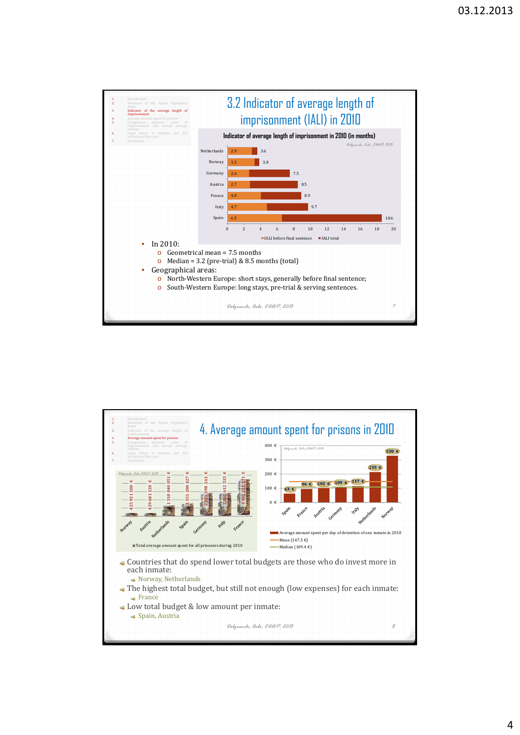1. Introduction
2. Evolution of the Prison Population Rates
3. Indicator of the average length of imprisonment
4. Average amount spent for prisons
5. Comparison between costs of imprisonment and annual average salaries
6. Legal status of inmates and the variation of the costs
7. Conclusion

## 3.2 Indicator of average length of imprisonment (IALI) in 2010

Indicator of average length of imprisonment in 2010 (in months)

Delgrande, Aebi, CDAP, 2013

Netherlands 2.9 3.6
Norway 3.2 3.8
Germany 2.6 7.5
Austria 2.7 8.5
France 4.0 8.9
Italy 4.7 9.7
Spain 6.5 18.6

0 2 4 6 8 10 12 14 16 18 20

IALI before final sentence ■ IALI total

- In 2010:
  - Geometrical mean = 7.5 months
  - Median = 3.2 (pre-trial) & 8.5 months (total)
- Geographical areas:
  - North-Western Europe: short stays, generally before final sentence;
  - South-Western Europe: long stays, pre-trial & serving sentences.

Delgrande, Aebi, CDAP, 2013

1. Introduction
2. Evolution of the Prison Population Rates
3. Indicator of the average length of imprisonment
4. Average amount spent for prisons
5. Comparison between costs of imprisonment and annual average salaries
6. Legal status of inmates and the variation of the costs
7. Conclusion

## 4. Average amount spent for prisons in 2010

Delgrande, Aebi, CDAP, 2013

425 921 100 € 429 681 120 € 1 310 040 051 € 1 551 200 427 € 2 571 198 261 € 2 862 612 535 € 4 481 424 471 €

Norway Austria Netherlands Spain Germany Italy France

Total average amount spent for all prisoners during 2010

400 € 300 € 200 € 100 € 0 €

63 € 96 € 102 € 109 € 117 € 215 € 330 €

Spain France Austria Germany Italy Netherlands Norway

Average amount spent per day of detention of one inmate in 2010
Mean (147.5 €)
Median (109.4 €)

- Countries that do spend lower total budgets are those who do invest more in each inmate:
  - Norway, Netherlands
- The highest total budget, but still not enough (low expenses) for each inmate:
  - France
- Low total budget & low amount per inmate:
  - Spain, Austria

Delgrande, Aebi, CDAP, 2013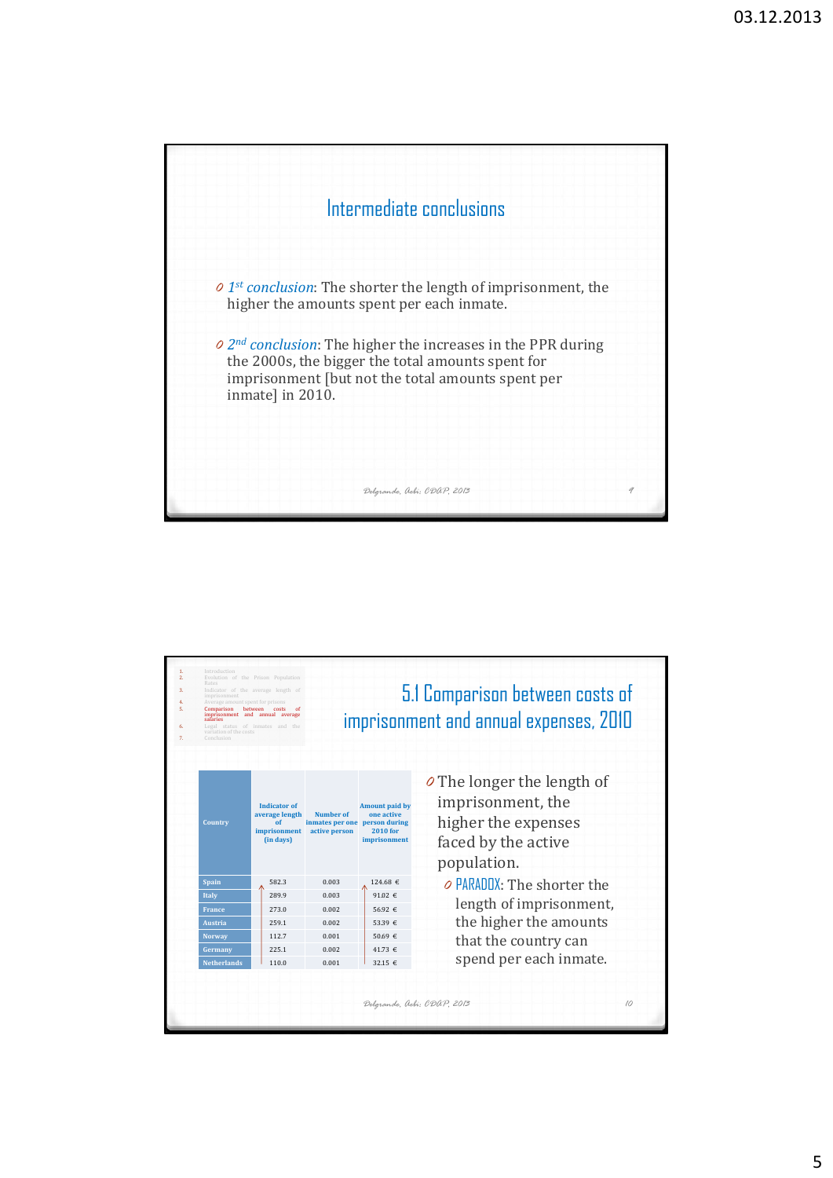## Intermediate conclusions

- *1st conclusion*: The shorter the length of imprisonment, the higher the amounts spent per each inmate.
- *2nd conclusion*: The higher the increases in the PPR during the 2000s, the bigger the total amounts spent for imprisonment [but not the total amounts spent per inmate] in 2010.

1. Introduction
2. Evolution of the Prison Population Rates
3. Indicator of the average length of imprisonment
4. Average amount spent for prisons
5. Comparison between costs of imprisonment and annual average salaries
6. Legal status of inmates and the variation of the costs
7. Conclusion

## 5.1 Comparison between costs of imprisonment and annual expenses, 2010

| Country | Indicator of average length of imprisonment (in days) | Number of inmates per one active person | Amount paid by one active person during 2010 for imprisonment |
|---|---|---|---|
| Spain | 582.3 | 0.003 | 124.68 € |
| Italy | 289.9 | 0.003 | 91.02 € |
| France | 273.0 | 0.002 | 56.92 € |
| Austria | 259.1 | 0.002 | 53.39 € |
| Norway | 112.7 | 0.001 | 50.69 € |
| Germany | 225.1 | 0.002 | 41.73 € |
| Netherlands | 110.0 | 0.001 | 32.15 € |

- The longer the length of imprisonment, the higher the expenses faced by the active population.
  - PARADOX: The shorter the length of imprisonment, the higher the amounts that the country can spend per each inmate.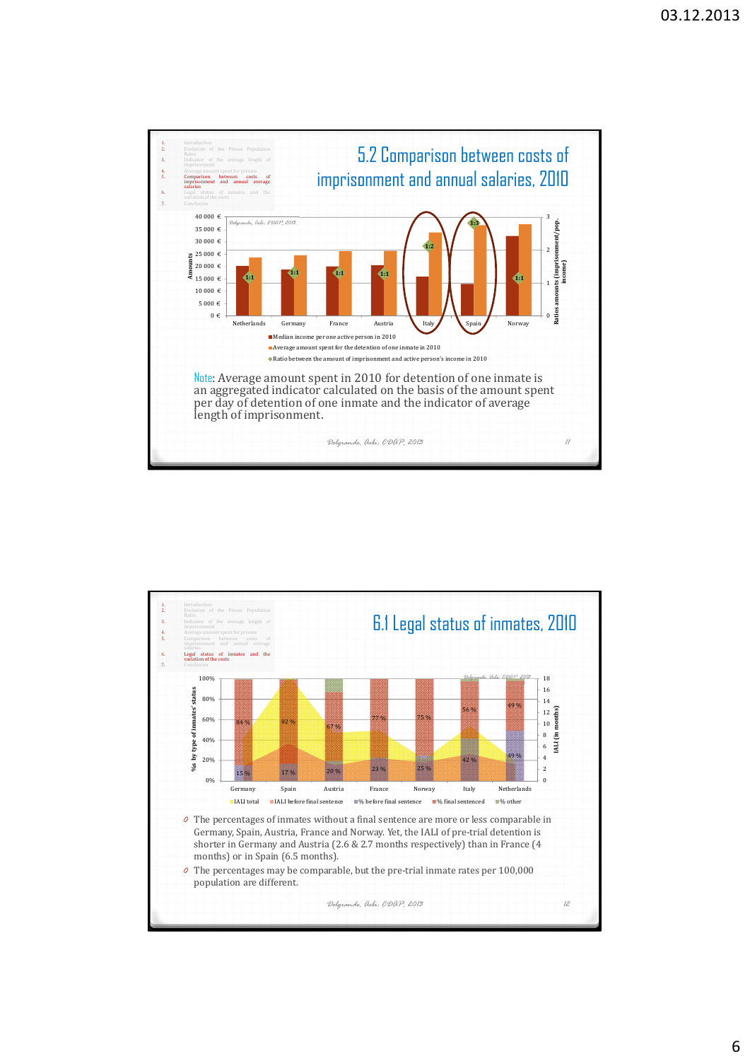1. Introduction
2. Evolution of the Prison Population Rates
3. Indicator of the average length of imprisonment
4. Average amount spent for prisons
5. Comparison between costs of imprisonment and annual average salaries
6. Legal status of inmates and the variation of the costs
7. Conclusion

## 5.2 Comparison between costs of imprisonment and annual salaries, 2010

Delgrande, Aebi; CDAP, 2013

Amounts: 40 000 €, 35 000 €, 30 000 €, 25 000 €, 20 000 €, 15 000 €, 10 000 €, 5 000 €, 0 €

Ratios amounts (imprisonment/pop. income): 3, 2, 1, 0

Netherlands 1:1 · Germany 1:1 · France 1:1 · Austria 1:1 · Italy 1:2 · Spain 1:3 · Norway 1:1

■ Median income per one active person in 2010
■ Average amount spent for the detention of one inmate in 2010
◆ Ratio between the amount of imprisonment and active person's income in 2010

Note: Average amount spent in 2010 for detention of one inmate is an aggregated indicator calculated on the basis of the amount spent per day of detention of one inmate and the indicator of average length of imprisonment.

Delgrande, Aebi; CDAP, 2013

1. Introduction
2. Evolution of the Prison Population Rates
3. Indicator of the average length of imprisonment
4. Average amount spent for prisons
5. Comparison between costs of imprisonment and annual average salaries
6. Legal status of inmates and the variation of the costs
7. Conclusion

## 6.1 Legal status of inmates, 2010

Delgrande, Aebi; CDAP, 2013

%s by type of inmates' status: 100%, 80%, 60%, 40%, 20%, 0%

IALI (in months): 18, 16, 14, 12, 10, 8, 6, 4, 2, 0

Germany 84 % 15 % · Spain 82 % 17 % · Austria 67 % 20 % · France 77 % 23 % · Norway 75 % 25 % · Italy 56 % 42 % · Netherlands 49 % 49 %

IALI total · IALI before final sentence · % before final sentence · % final sentenced · % other

- The percentages of inmates without a final sentence are more or less comparable in Germany, Spain, Austria, France and Norway. Yet, the IALI of pre-trial detention is shorter in Germany and Austria (2.6 & 2.7 months respectively) than in France (4 months) or in Spain (6.5 months).
- The percentages may be comparable, but the pre-trial inmate rates per 100,000 population are different.

Delgrande, Aebi; CDAP, 2013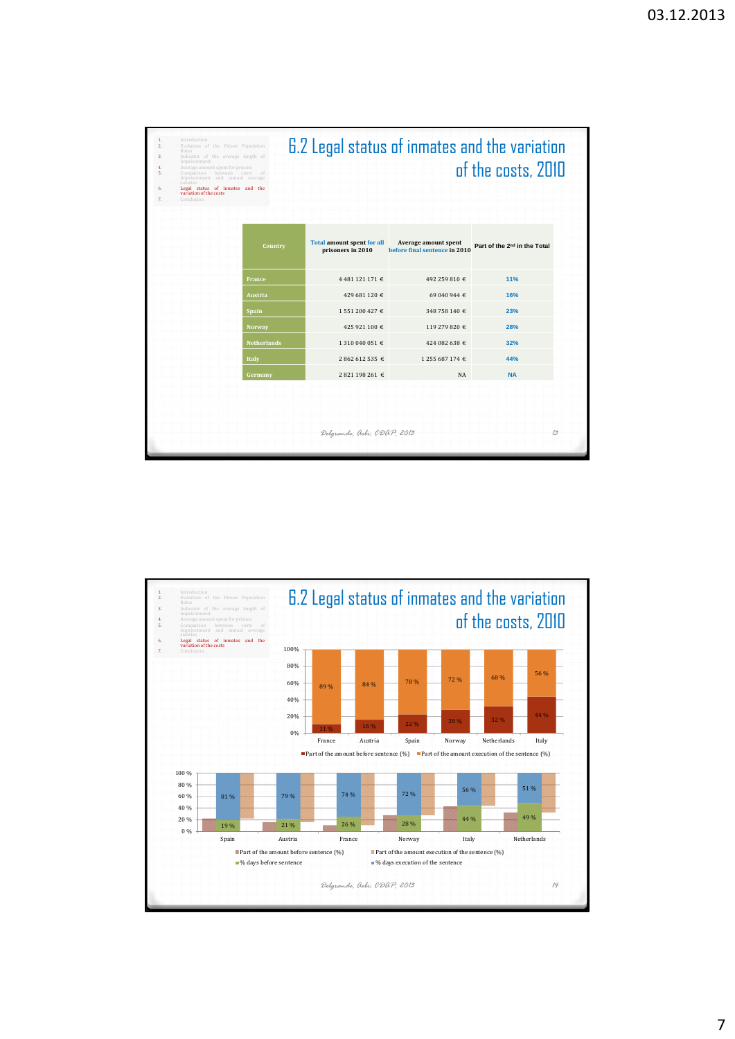1. Introduction
2. Evolution of the Prison Population Rates
3. Indicator of the average length of imprisonment
4. Average amount spent for prisons
5. Comparison between costs of imprisonment and annual average salaries
6. Legal status of inmates and the variation of the costs
7. Conclusion

# 6.2 Legal status of inmates and the variation of the costs, 2010

| Country | Total amount spent for all prisoners in 2010 | Average amount spent before final sentence in 2010 | Part of the 2nd in the Total |
|---|---|---|---|
| France | 4 481 121 171 € | 492 259 810 € | 11% |
| Austria | 429 681 120 € | 69 040 944 € | 16% |
| Spain | 1 551 200 427 € | 348 758 140 € | 23% |
| Norway | 425 921 100 € | 119 279 820 € | 28% |
| Netherlands | 1 310 040 051 € | 424 082 638 € | 32% |
| Italy | 2 862 612 535 € | 1 255 687 174 € | 44% |
| Germany | 2 821 198 261 € | NA | NA |

*Delgrande, Aebi: CDAP, 2013*

1. Introduction
2. Evolution of the Prison Population Rates
3. Indicator of the average length of imprisonment
4. Average amount spent for prisons
5. Comparison between costs of imprisonment and annual average salaries
6. Legal status of inmates and the variation of the costs
7. Conclusion

# 6.2 Legal status of inmates and the variation of the costs, 2010

100%
80%
60%
40%
20%
0%

89 %
11 %
France
84 %
16 %
Austria
78 %
22 %
Spain
72 %
28 %
Norway
68 %
32 %
Netherlands
56 %
44 %
Italy

Part of the amount before sentence (%)
Part of the amount execution of the sentence (%)

100 %
80 %
60 %
40 %
20 %
0 %

81 %
19 %
Spain
79 %
21 %
Austria
74 %
26 %
France
72 %
28 %
Norway
56 %
44 %
Italy
51 %
49 %
Netherlands

Part of the amount before sentence (%)
Part of the amount execution of the sentence (%)
% days before sentence
% days execution of the sentence

*Delgrande, Aebi: CDAP, 2013*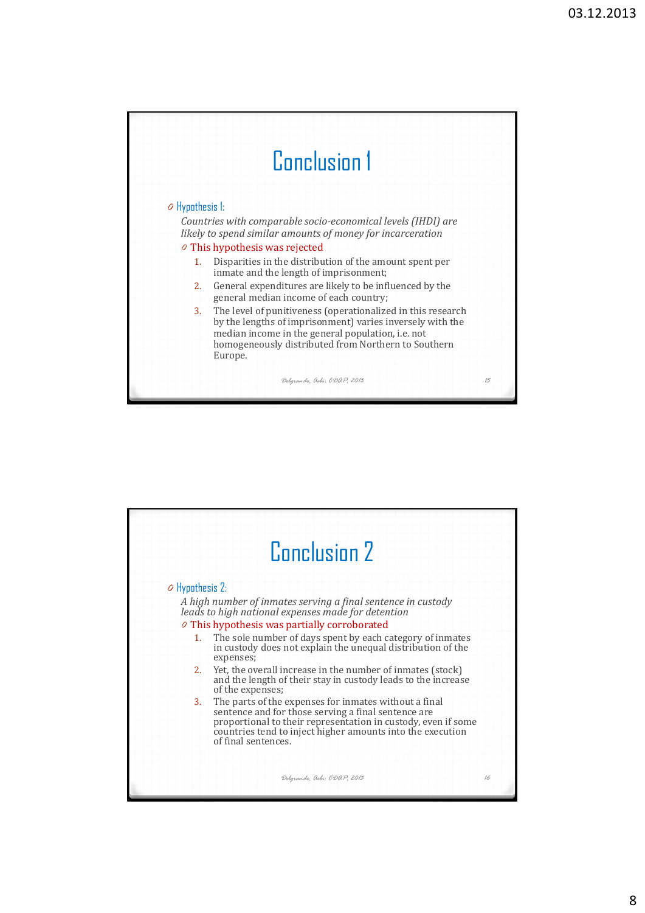# Conclusion 1

- Hypothesis 1:

  *Countries with comparable socio-economical levels (IHDI) are likely to spend similar amounts of money for incarceration*

  - This hypothesis was rejected
    1. Disparities in the distribution of the amount spent per inmate and the length of imprisonment;
    2. General expenditures are likely to be influenced by the general median income of each country;
    3. The level of punitiveness (operationalized in this research by the lengths of imprisonment) varies inversely with the median income in the general population, i.e. not homogeneously distributed from Northern to Southern Europe.

# Conclusion 2

- Hypothesis 2:

  *A high number of inmates serving a final sentence in custody leads to high national expenses made for detention*

  - This hypothesis was partially corroborated
    1. The sole number of days spent by each category of inmates in custody does not explain the unequal distribution of the expenses;
    2. Yet, the overall increase in the number of inmates (stock) and the length of their stay in custody leads to the increase of the expenses;
    3. The parts of the expenses for inmates without a final sentence and for those serving a final sentence are proportional to their representation in custody, even if some countries tend to inject higher amounts into the execution of final sentences.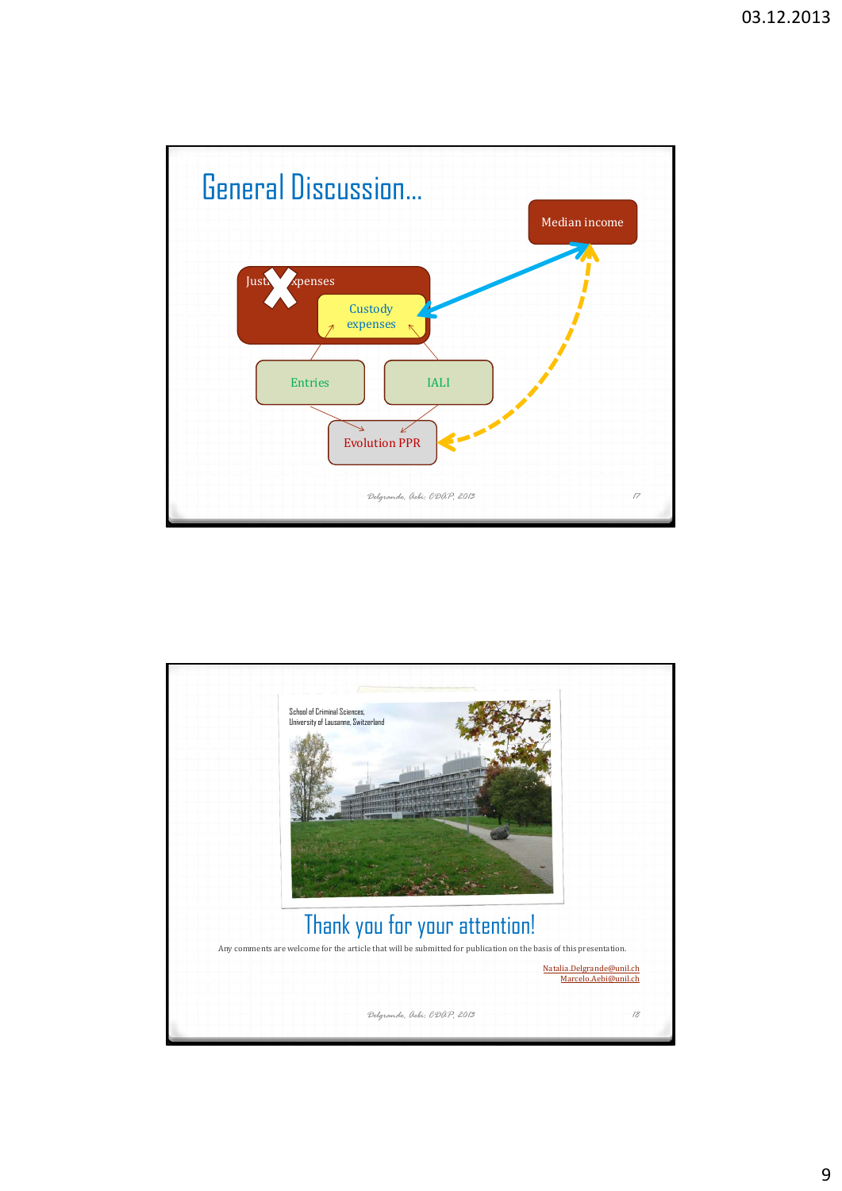# General Discussion…

Median income

Justi✗xpenses

Custody expenses

Entries

IALI

Evolution PPR

Delgrande, Aebi: CDAP, 2013

---

School of Criminal Sciences,
University of Lausanne, Switzerland

# Thank you for your attention!

Any comments are welcome for the article that will be submitted for publication on the basis of this presentation.

Natalia.Delgrande@unil.ch
Marcelo.Aebi@unil.ch

Delgrande, Aebi: CDAP, 2013